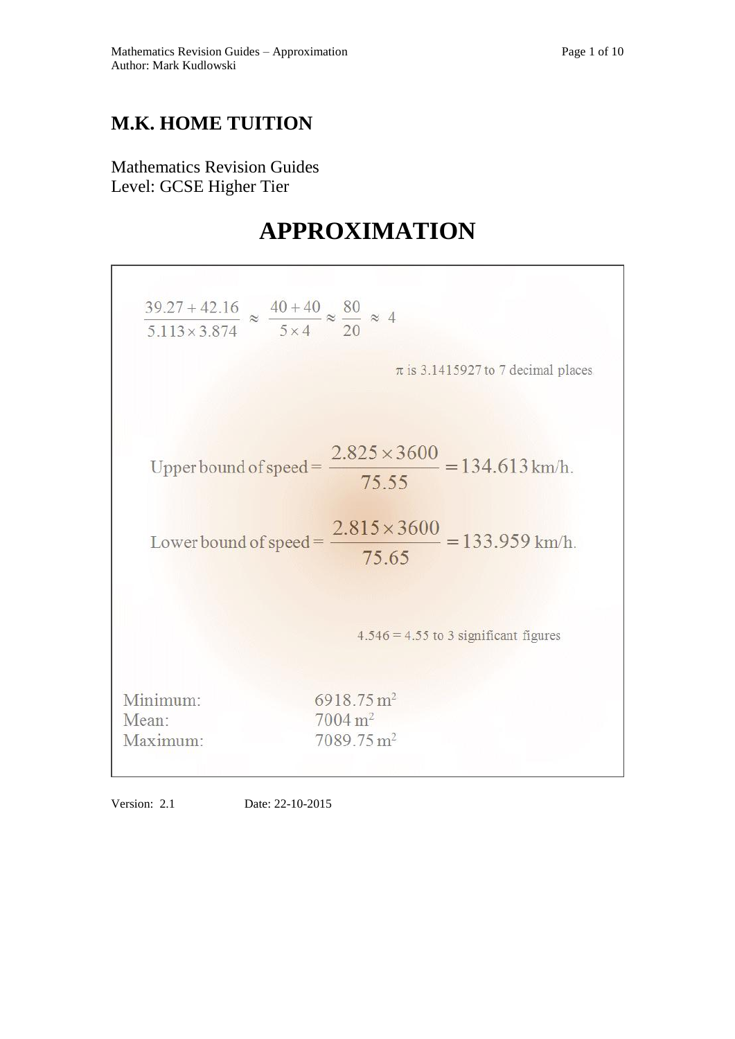# M.K. HOME TUITION

Mathematics Revision Guides
Level: GCSE Higher Tier

# APPROXIMATION

$$\frac{39.27+42.16}{5.113\times 3.874} \approx \frac{40+40}{5\times 4} \approx \frac{80}{20} \approx 4$$

$\pi$ is 3.1415927 to 7 decimal places.

$$\text{Upper bound of speed} = \frac{2.825\times 3600}{75.55} = 134.613 \text{ km/h.}$$

$$\text{Lower bound of speed} = \frac{2.815\times 3600}{75.65} = 133.959 \text{ km/h.}$$

4.546 = 4.55 to 3 significant figures

| | |
|---|---|
| Minimum: | $6918.75 \text{ m}^2$ |
| Mean: | $7004 \text{ m}^2$ |
| Maximum: | $7089.75 \text{ m}^2$ |

Version: 2.1 Date: 22-10-2015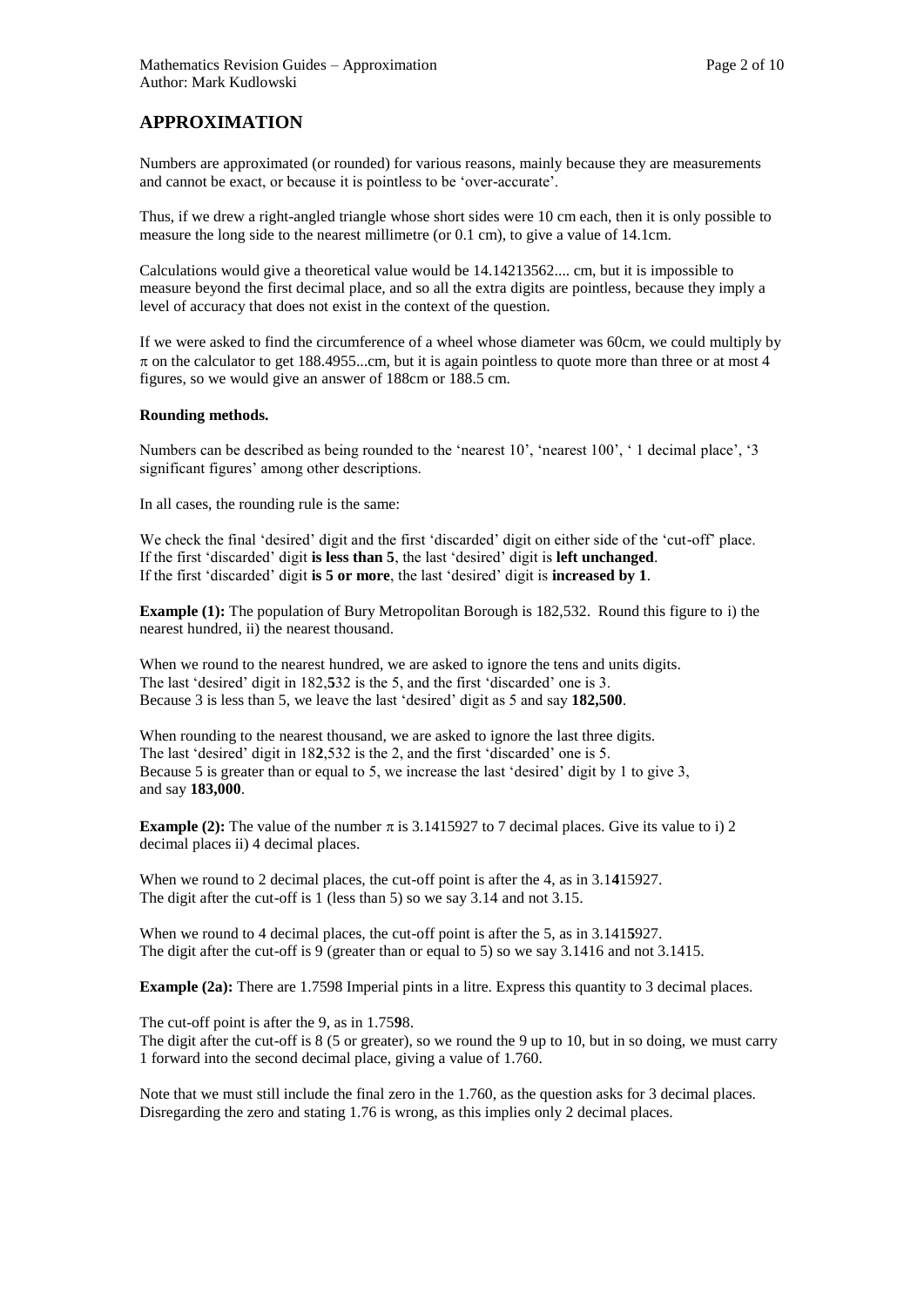## APPROXIMATION

Numbers are approximated (or rounded) for various reasons, mainly because they are measurements and cannot be exact, or because it is pointless to be 'over-accurate'.

Thus, if we drew a right-angled triangle whose short sides were 10 cm each, then it is only possible to measure the long side to the nearest millimetre (or 0.1 cm), to give a value of 14.1cm.

Calculations would give a theoretical value would be 14.14213562.... cm, but it is impossible to measure beyond the first decimal place, and so all the extra digits are pointless, because they imply a level of accuracy that does not exist in the context of the question.

If we were asked to find the circumference of a wheel whose diameter was 60cm, we could multiply by $\pi$ on the calculator to get 188.4955...cm, but it is again pointless to quote more than three or at most 4 figures, so we would give an answer of 188cm or 188.5 cm.

**Rounding methods.**

Numbers can be described as being rounded to the 'nearest 10', 'nearest 100', ' 1 decimal place', '3 significant figures' among other descriptions.

In all cases, the rounding rule is the same:

We check the final 'desired' digit and the first 'discarded' digit on either side of the 'cut-off' place.
If the first 'discarded' digit **is less than 5**, the last 'desired' digit is **left unchanged**.
If the first 'discarded' digit **is 5 or more**, the last 'desired' digit is **increased by 1**.

**Example (1):** The population of Bury Metropolitan Borough is 182,532. Round this figure to i) the nearest hundred, ii) the nearest thousand.

When we round to the nearest hundred, we are asked to ignore the tens and units digits.
The last 'desired' digit in 182,**5**32 is the 5, and the first 'discarded' one is 3.
Because 3 is less than 5, we leave the last 'desired' digit as 5 and say **182,500**.

When rounding to the nearest thousand, we are asked to ignore the last three digits.
The last 'desired' digit in 18**2**,532 is the 2, and the first 'discarded' one is 5.
Because 5 is greater than or equal to 5, we increase the last 'desired' digit by 1 to give 3, and say **183,000**.

**Example (2):** The value of the number $\pi$ is 3.1415927 to 7 decimal places. Give its value to i) 2 decimal places ii) 4 decimal places.

When we round to 2 decimal places, the cut-off point is after the 4, as in 3.1**4**15927.
The digit after the cut-off is 1 (less than 5) so we say 3.14 and not 3.15.

When we round to 4 decimal places, the cut-off point is after the 5, as in 3.141**5**927.
The digit after the cut-off is 9 (greater than or equal to 5) so we say 3.1416 and not 3.1415.

**Example (2a):** There are 1.7598 Imperial pints in a litre. Express this quantity to 3 decimal places.

The cut-off point is after the 9, as in 1.75**9**8.
The digit after the cut-off is 8 (5 or greater), so we round the 9 up to 10, but in so doing, we must carry 1 forward into the second decimal place, giving a value of 1.760.

Note that we must still include the final zero in the 1.760, as the question asks for 3 decimal places. Disregarding the zero and stating 1.76 is wrong, as this implies only 2 decimal places.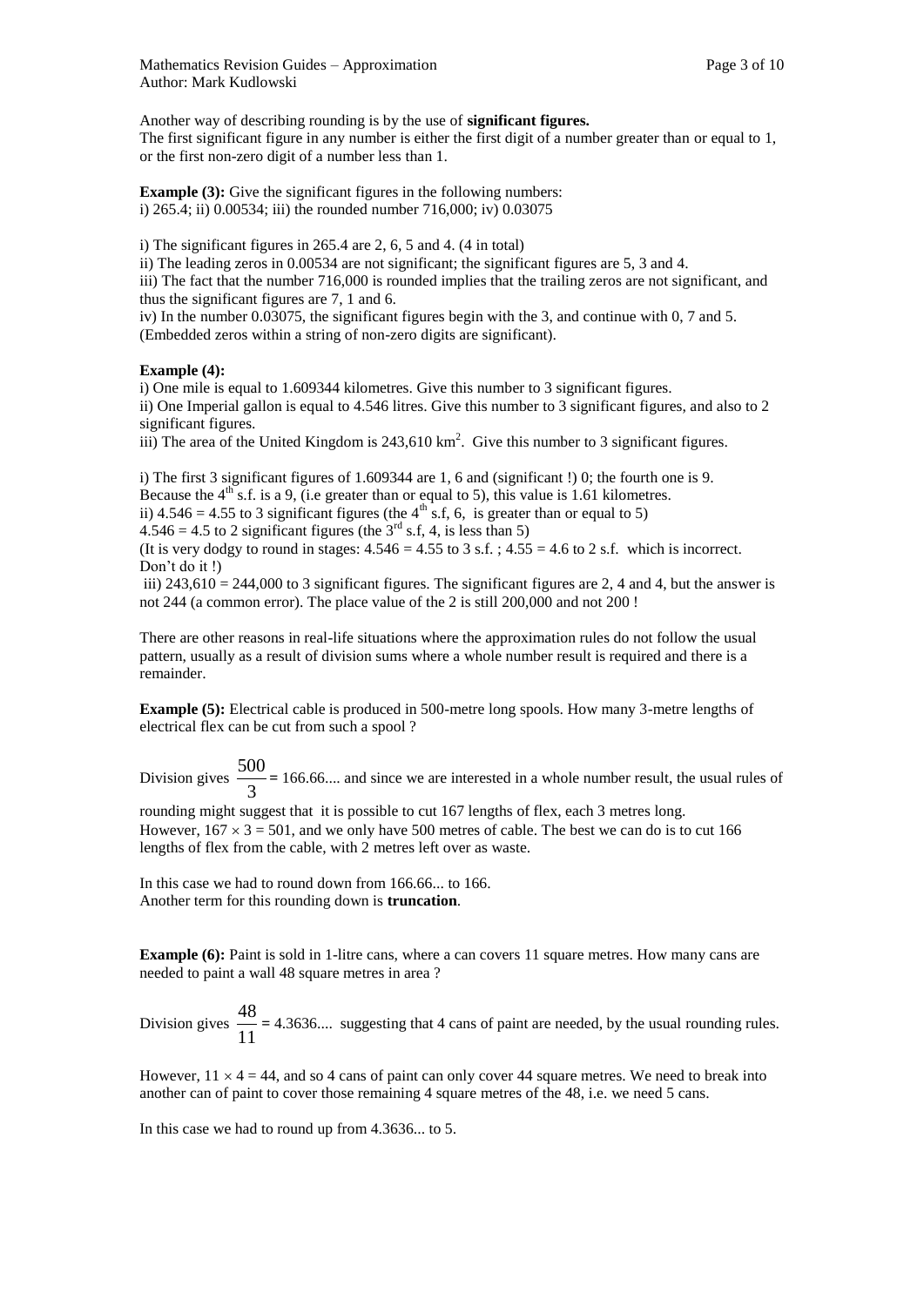Another way of describing rounding is by the use of **significant figures.**
The first significant figure in any number is either the first digit of a number greater than or equal to 1, or the first non-zero digit of a number less than 1.

**Example (3):** Give the significant figures in the following numbers:
i) 265.4; ii) 0.00534; iii) the rounded number 716,000; iv) 0.03075

i) The significant figures in 265.4 are 2, 6, 5 and 4. (4 in total)

ii) The leading zeros in 0.00534 are not significant; the significant figures are 5, 3 and 4.

iii) The fact that the number 716,000 is rounded implies that the trailing zeros are not significant, and thus the significant figures are 7, 1 and 6.

iv) In the number 0.03075, the significant figures begin with the 3, and continue with 0, 7 and 5. (Embedded zeros within a string of non-zero digits are significant).

**Example (4):**
i) One mile is equal to 1.609344 kilometres. Give this number to 3 significant figures.
ii) One Imperial gallon is equal to 4.546 litres. Give this number to 3 significant figures, and also to 2 significant figures.
iii) The area of the United Kingdom is 243,610 km$^2$. Give this number to 3 significant figures.

i) The first 3 significant figures of 1.609344 are 1, 6 and (significant !) 0; the fourth one is 9.
Because the 4$^{th}$ s.f. is a 9, (i.e greater than or equal to 5), this value is 1.61 kilometres.

ii) 4.546 = 4.55 to 3 significant figures (the 4$^{th}$ s.f, 6, is greater than or equal to 5)
4.546 = 4.5 to 2 significant figures (the 3$^{rd}$ s.f, 4, is less than 5)
(It is very dodgy to round in stages: 4.546 = 4.55 to 3 s.f. ; 4.55 = 4.6 to 2 s.f. which is incorrect. Don't do it !)

iii) 243,610 = 244,000 to 3 significant figures. The significant figures are 2, 4 and 4, but the answer is not 244 (a common error). The place value of the 2 is still 200,000 and not 200 !

There are other reasons in real-life situations where the approximation rules do not follow the usual pattern, usually as a result of division sums where a whole number result is required and there is a remainder.

**Example (5):** Electrical cable is produced in 500-metre long spools. How many 3-metre lengths of electrical flex can be cut from such a spool ?

Division gives $\frac{500}{3}$ = 166.66.... and since we are interested in a whole number result, the usual rules of rounding might suggest that it is possible to cut 167 lengths of flex, each 3 metres long.
However, $167 \times 3 = 501$, and we only have 500 metres of cable. The best we can do is to cut 166 lengths of flex from the cable, with 2 metres left over as waste.

In this case we had to round down from 166.66... to 166.
Another term for this rounding down is **truncation**.

**Example (6):** Paint is sold in 1-litre cans, where a can covers 11 square metres. How many cans are needed to paint a wall 48 square metres in area ?

Division gives $\frac{48}{11}$ = 4.3636.... suggesting that 4 cans of paint are needed, by the usual rounding rules.

However, $11 \times 4 = 44$, and so 4 cans of paint can only cover 44 square metres. We need to break into another can of paint to cover those remaining 4 square metres of the 48, i.e. we need 5 cans.

In this case we had to round up from 4.3636... to 5.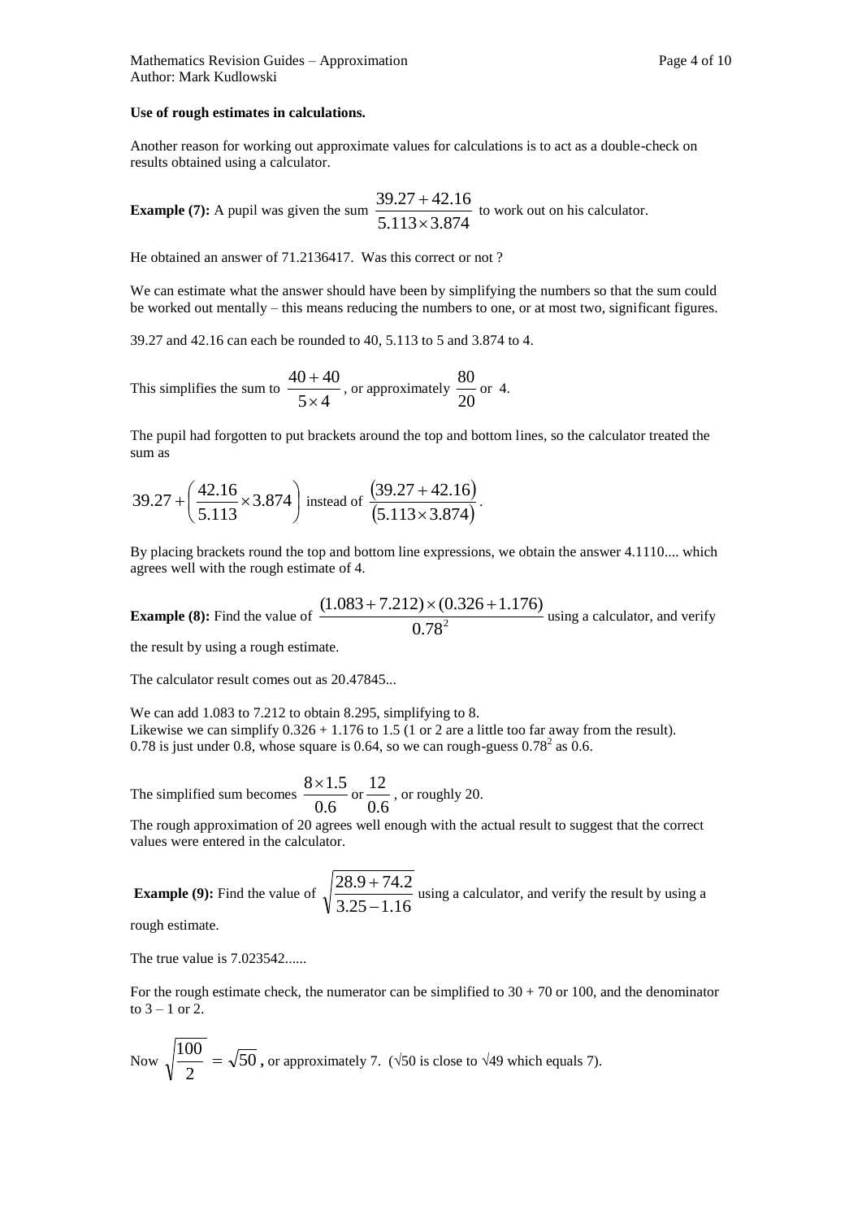**Use of rough estimates in calculations.**

Another reason for working out approximate values for calculations is to act as a double-check on results obtained using a calculator.

**Example (7):** A pupil was given the sum $\frac{39.27+42.16}{5.113\times 3.874}$ to work out on his calculator.

He obtained an answer of 71.2136417. Was this correct or not ?

We can estimate what the answer should have been by simplifying the numbers so that the sum could be worked out mentally – this means reducing the numbers to one, or at most two, significant figures.

39.27 and 42.16 can each be rounded to 40, 5.113 to 5 and 3.874 to 4.

This simplifies the sum to $\frac{40+40}{5\times 4}$, or approximately $\frac{80}{20}$ or 4.

The pupil had forgotten to put brackets around the top and bottom lines, so the calculator treated the sum as

$39.27+\left(\frac{42.16}{5.113}\times 3.874\right)$ instead of $\frac{(39.27+42.16)}{(5.113\times 3.874)}$.

By placing brackets round the top and bottom line expressions, we obtain the answer 4.1110.... which agrees well with the rough estimate of 4.

**Example (8):** Find the value of $\frac{(1.083+7.212)\times(0.326+1.176)}{0.78^2}$ using a calculator, and verify the result by using a rough estimate.

The calculator result comes out as 20.47845...

We can add 1.083 to 7.212 to obtain 8.295, simplifying to 8.
Likewise we can simplify 0.326 + 1.176 to 1.5 (1 or 2 are a little too far away from the result).
0.78 is just under 0.8, whose square is 0.64, so we can rough-guess $0.78^2$ as 0.6.

The simplified sum becomes $\frac{8\times 1.5}{0.6}$ or $\frac{12}{0.6}$, or roughly 20.
The rough approximation of 20 agrees well enough with the actual result to suggest that the correct values were entered in the calculator.

**Example (9):** Find the value of $\sqrt{\frac{28.9+74.2}{3.25-1.16}}$ using a calculator, and verify the result by using a rough estimate.

The true value is 7.023542......

For the rough estimate check, the numerator can be simplified to 30 + 70 or 100, and the denominator to 3 – 1 or 2.

Now $\sqrt{\frac{100}{2}}=\sqrt{50}$, or approximately 7. ($\sqrt{50}$ is close to $\sqrt{49}$ which equals 7).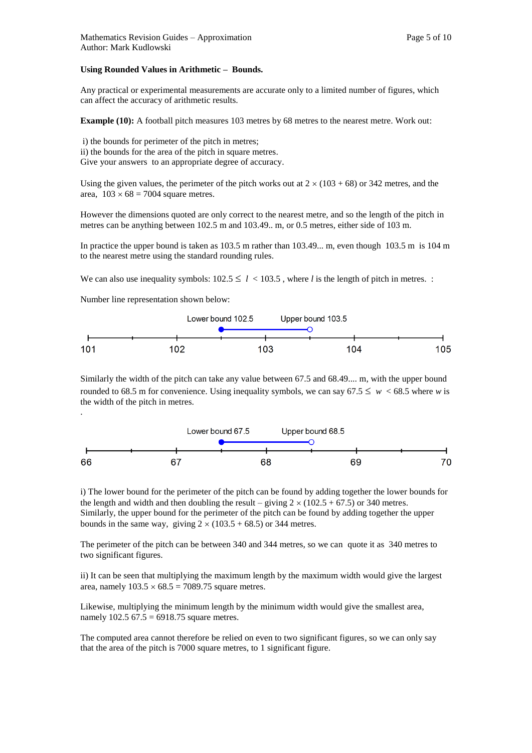**Using Rounded Values in Arithmetic – Bounds.**

Any practical or experimental measurements are accurate only to a limited number of figures, which can affect the accuracy of arithmetic results.

**Example (10):** A football pitch measures 103 metres by 68 metres to the nearest metre. Work out:

i) the bounds for perimeter of the pitch in metres;
ii) the bounds for the area of the pitch in square metres.
Give your answers to an appropriate degree of accuracy.

Using the given values, the perimeter of the pitch works out at $2 \times (103 + 68)$ or 342 metres, and the area, $103 \times 68 = 7004$ square metres.

However the dimensions quoted are only correct to the nearest metre, and so the length of the pitch in metres can be anything between 102.5 m and 103.49.. m, or 0.5 metres, either side of 103 m.

In practice the upper bound is taken as 103.5 m rather than 103.49... m, even though 103.5 m is 104 m to the nearest metre using the standard rounding rules.

We can also use inequality symbols: $102.5 \leq l < 103.5$ , where $l$ is the length of pitch in metres. :

Number line representation shown below:

Lower bound 102.5 Upper bound 103.5

101 102 103 104 105

Similarly the width of the pitch can take any value between 67.5 and 68.49.... m, with the upper bound rounded to 68.5 m for convenience. Using inequality symbols, we can say $67.5 \leq w < 68.5$ where $w$ is the width of the pitch in metres.

.

Lower bound 67.5 Upper bound 68.5

66 67 68 69 70

i) The lower bound for the perimeter of the pitch can be found by adding together the lower bounds for the length and width and then doubling the result – giving $2 \times (102.5 + 67.5)$ or 340 metres. Similarly, the upper bound for the perimeter of the pitch can be found by adding together the upper bounds in the same way, giving $2 \times (103.5 + 68.5)$ or 344 metres.

The perimeter of the pitch can be between 340 and 344 metres, so we can quote it as 340 metres to two significant figures.

ii) It can be seen that multiplying the maximum length by the maximum width would give the largest area, namely $103.5 \times 68.5 = 7089.75$ square metres.

Likewise, multiplying the minimum length by the minimum width would give the smallest area, namely 102.5 67.5 = 6918.75 square metres.

The computed area cannot therefore be relied on even to two significant figures, so we can only say that the area of the pitch is 7000 square metres, to 1 significant figure.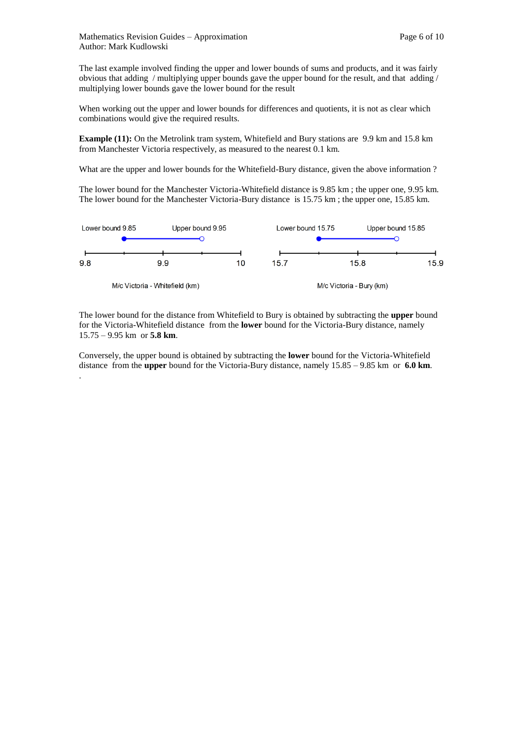The last example involved finding the upper and lower bounds of sums and products, and it was fairly obvious that adding / multiplying upper bounds gave the upper bound for the result, and that adding / multiplying lower bounds gave the lower bound for the result

When working out the upper and lower bounds for differences and quotients, it is not as clear which combinations would give the required results.

**Example (11):** On the Metrolink tram system, Whitefield and Bury stations are 9.9 km and 15.8 km from Manchester Victoria respectively, as measured to the nearest 0.1 km.

What are the upper and lower bounds for the Whitefield-Bury distance, given the above information ?

The lower bound for the Manchester Victoria-Whitefield distance is 9.85 km ; the upper one, 9.95 km. The lower bound for the Manchester Victoria-Bury distance is 15.75 km ; the upper one, 15.85 km.

The lower bound for the distance from Whitefield to Bury is obtained by subtracting the **upper** bound for the Victoria-Whitefield distance from the **lower** bound for the Victoria-Bury distance, namely 15.75 – 9.95 km or **5.8 km**.

Conversely, the upper bound is obtained by subtracting the **lower** bound for the Victoria-Whitefield distance from the **upper** bound for the Victoria-Bury distance, namely 15.85 – 9.85 km or **6.0 km**.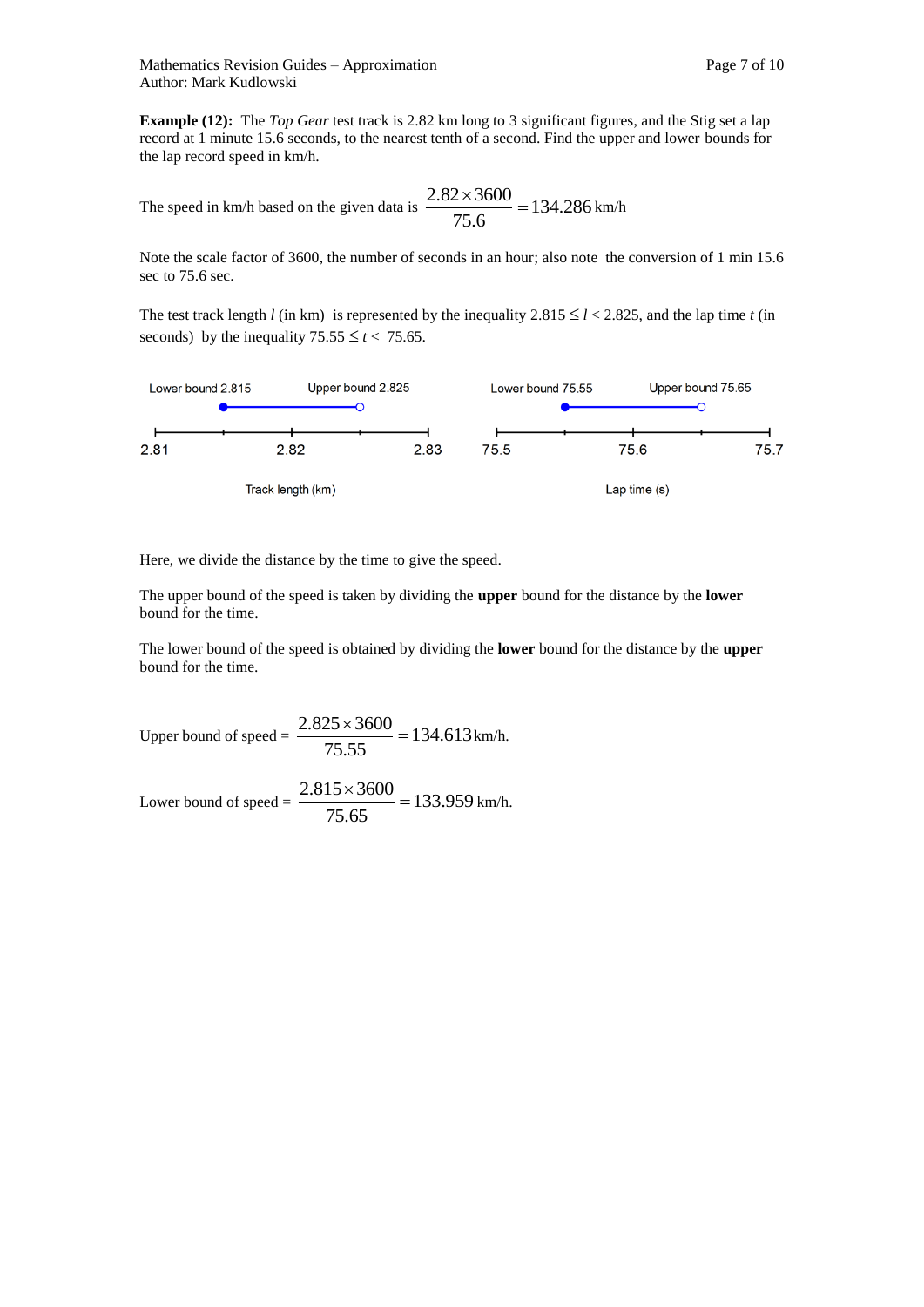**Example (12):** The *Top Gear* test track is 2.82 km long to 3 significant figures, and the Stig set a lap record at 1 minute 15.6 seconds, to the nearest tenth of a second. Find the upper and lower bounds for the lap record speed in km/h.

The speed in km/h based on the given data is $\frac{2.82 \times 3600}{75.6} = 134.286$ km/h

Note the scale factor of 3600, the number of seconds in an hour; also note the conversion of 1 min 15.6 sec to 75.6 sec.

The test track length $l$ (in km) is represented by the inequality $2.815 \leq l < 2.825$, and the lap time $t$ (in seconds) by the inequality $75.55 \leq t < 75.65$.

Lower bound 2.815 Upper bound 2.825
2.81 2.82 2.83
Track length (km)

Lower bound 75.55 Upper bound 75.65
75.5 75.6 75.7
Lap time (s)

Here, we divide the distance by the time to give the speed.

The upper bound of the speed is taken by dividing the **upper** bound for the distance by the **lower** bound for the time.

The lower bound of the speed is obtained by dividing the **lower** bound for the distance by the **upper** bound for the time.

Upper bound of speed = $\frac{2.825 \times 3600}{75.55} = 134.613$ km/h.

Lower bound of speed = $\frac{2.815 \times 3600}{75.65} = 133.959$ km/h.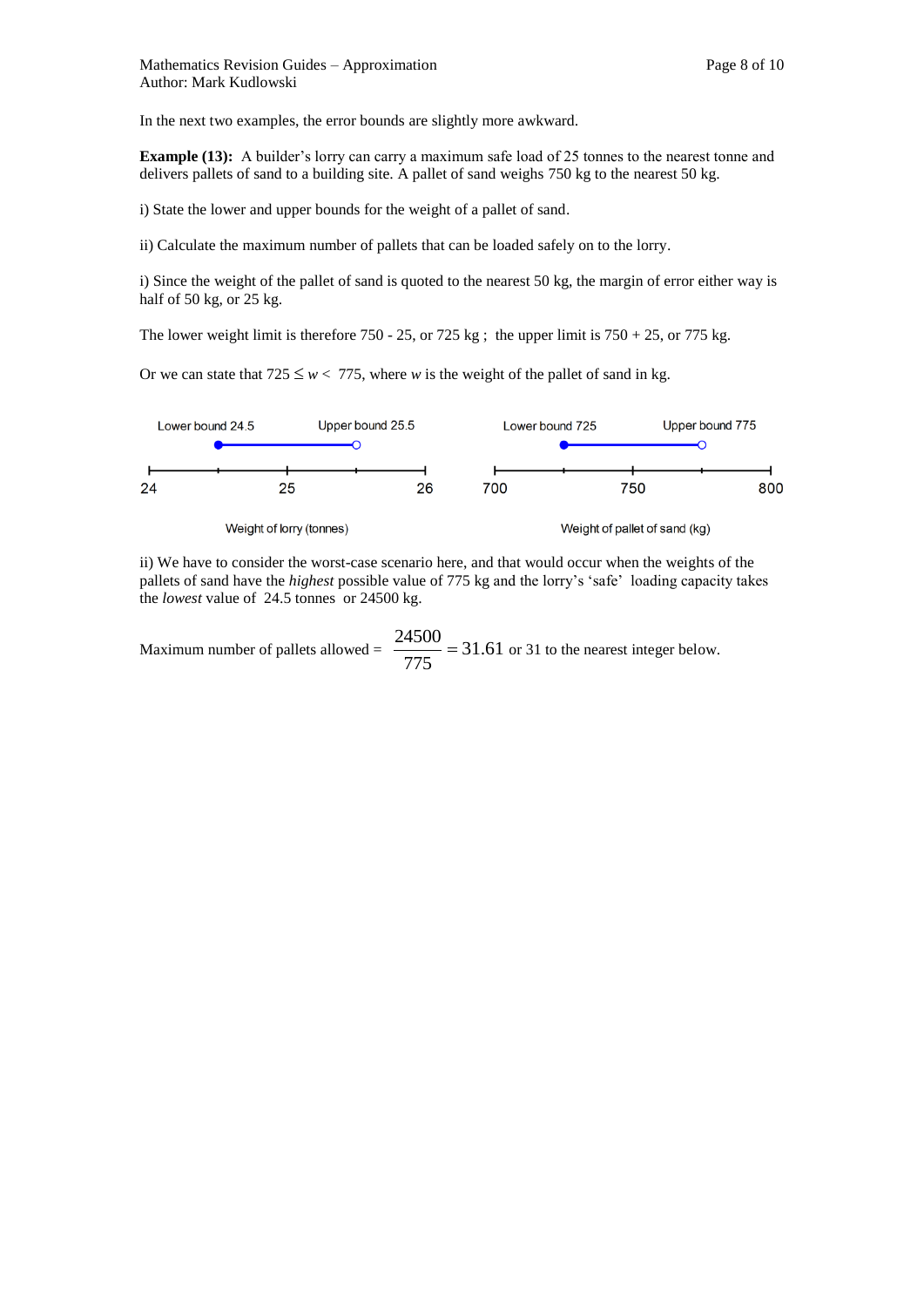In the next two examples, the error bounds are slightly more awkward.

**Example (13):** A builder's lorry can carry a maximum safe load of 25 tonnes to the nearest tonne and delivers pallets of sand to a building site. A pallet of sand weighs 750 kg to the nearest 50 kg.

i) State the lower and upper bounds for the weight of a pallet of sand.

ii) Calculate the maximum number of pallets that can be loaded safely on to the lorry.

i) Since the weight of the pallet of sand is quoted to the nearest 50 kg, the margin of error either way is half of 50 kg, or 25 kg.

The lower weight limit is therefore 750 - 25, or 725 kg ; the upper limit is 750 + 25, or 775 kg.

Or we can state that $725 \leq w < 775$, where $w$ is the weight of the pallet of sand in kg.

Lower bound 24.5 | Upper bound 25.5

24 | 25 | 26

Weight of lorry (tonnes)

Lower bound 725 | Upper bound 775

700 | 750 | 800

Weight of pallet of sand (kg)

ii) We have to consider the worst-case scenario here, and that would occur when the weights of the pallets of sand have the *highest* possible value of 775 kg and the lorry's 'safe' loading capacity takes the *lowest* value of 24.5 tonnes or 24500 kg.

Maximum number of pallets allowed = $\frac{24500}{775} = 31.61$ or 31 to the nearest integer below.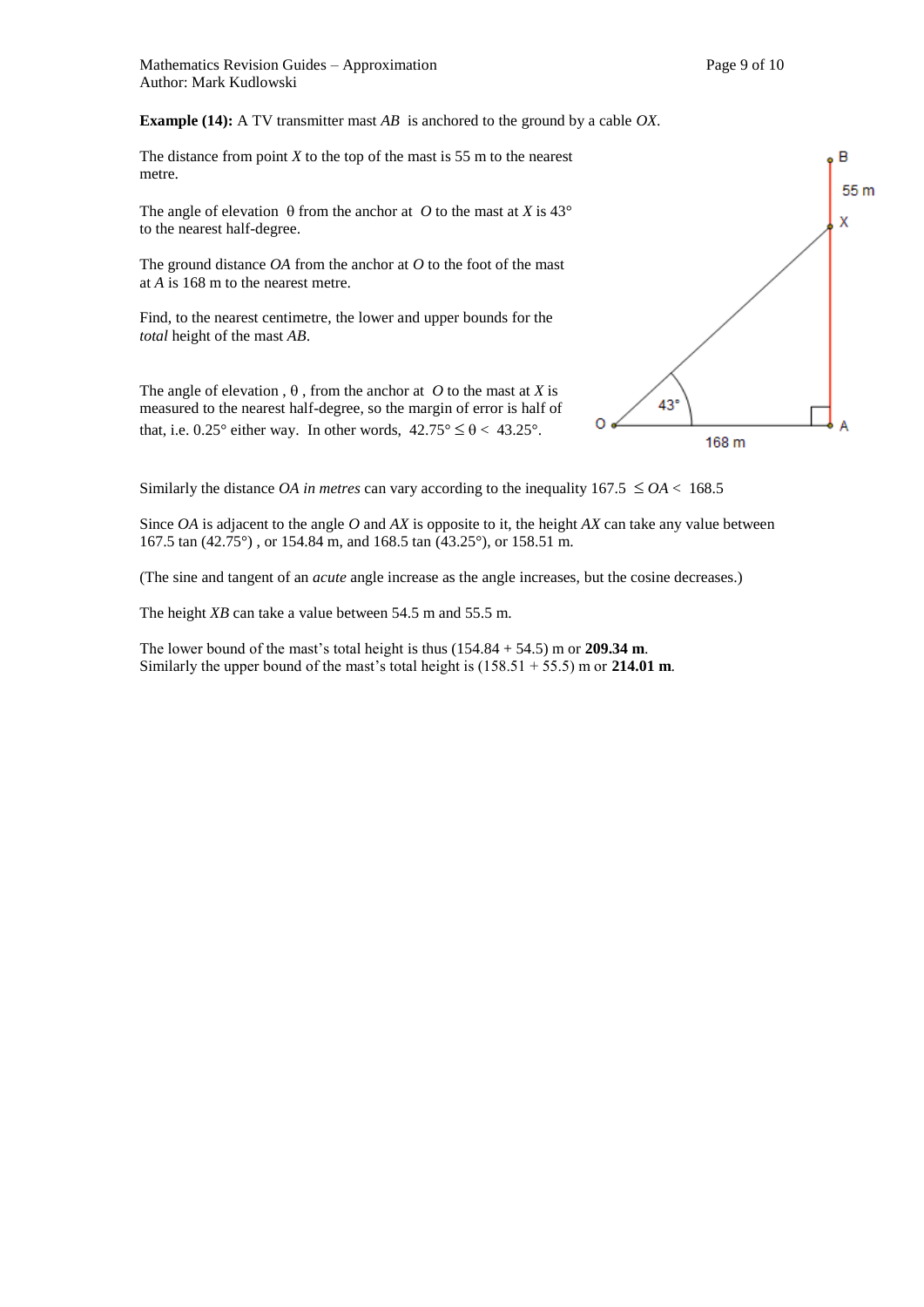**Example (14):** A TV transmitter mast *AB* is anchored to the ground by a cable *OX*.

The distance from point *X* to the top of the mast is 55 m to the nearest metre.

The angle of elevation $\theta$ from the anchor at *O* to the mast at *X* is 43° to the nearest half-degree.

The ground distance *OA* from the anchor at *O* to the foot of the mast at *A* is 168 m to the nearest metre.

Find, to the nearest centimetre, the lower and upper bounds for the *total* height of the mast *AB*.

The angle of elevation , $\theta$ , from the anchor at *O* to the mast at *X* is measured to the nearest half-degree, so the margin of error is half of that, i.e. 0.25° either way. In other words, $42.75° \le \theta < 43.25°$.

Similarly the distance *OA in metres* can vary according to the inequality $167.5 \le OA < 168.5$

Since *OA* is adjacent to the angle *O* and *AX* is opposite to it, the height *AX* can take any value between 167.5 tan (42.75°) , or 154.84 m, and 168.5 tan (43.25°), or 158.51 m.

(The sine and tangent of an *acute* angle increase as the angle increases, but the cosine decreases.)

The height *XB* can take a value between 54.5 m and 55.5 m.

The lower bound of the mast's total height is thus (154.84 + 54.5) m or **209.34 m**.
Similarly the upper bound of the mast's total height is (158.51 + 55.5) m or **214.01 m**.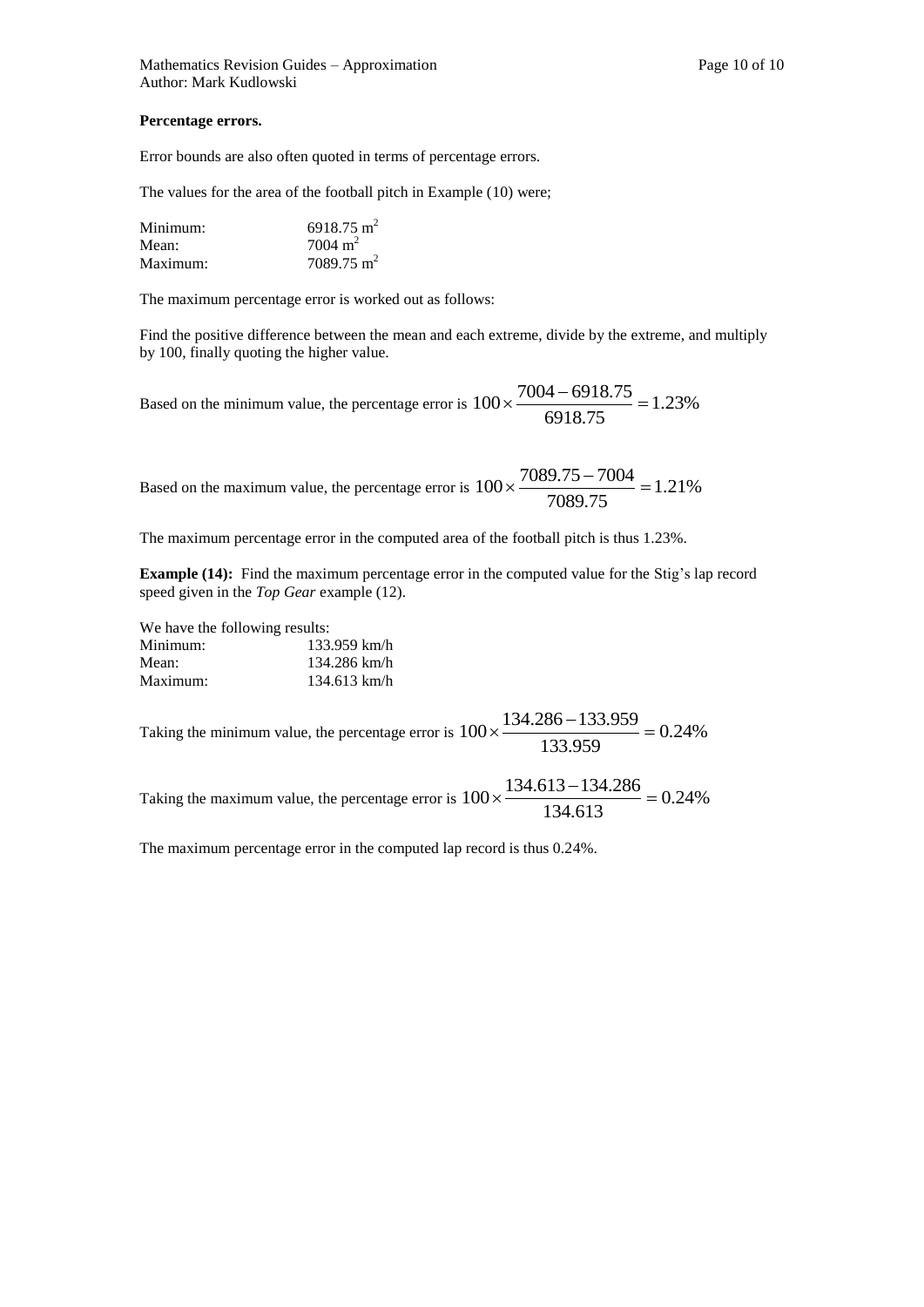**Percentage errors.**

Error bounds are also often quoted in terms of percentage errors.

The values for the area of the football pitch in Example (10) were;

| | |
|---|---|
| Minimum: | 6918.75 m$^2$ |
| Mean: | 7004 m$^2$ |
| Maximum: | 7089.75 m$^2$ |

The maximum percentage error is worked out as follows:

Find the positive difference between the mean and each extreme, divide by the extreme, and multiply by 100, finally quoting the higher value.

Based on the minimum value, the percentage error is $100 \times \frac{7004 - 6918.75}{6918.75} = 1.23\%$

Based on the maximum value, the percentage error is $100 \times \frac{7089.75 - 7004}{7089.75} = 1.21\%$

The maximum percentage error in the computed area of the football pitch is thus 1.23%.

**Example (14):** Find the maximum percentage error in the computed value for the Stig's lap record speed given in the *Top Gear* example (12).

We have the following results:

| | |
|---|---|
| Minimum: | 133.959 km/h |
| Mean: | 134.286 km/h |
| Maximum: | 134.613 km/h |

Taking the minimum value, the percentage error is $100 \times \frac{134.286 - 133.959}{133.959} = 0.24\%$

Taking the maximum value, the percentage error is $100 \times \frac{134.613 - 134.286}{134.613} = 0.24\%$

The maximum percentage error in the computed lap record is thus 0.24%.